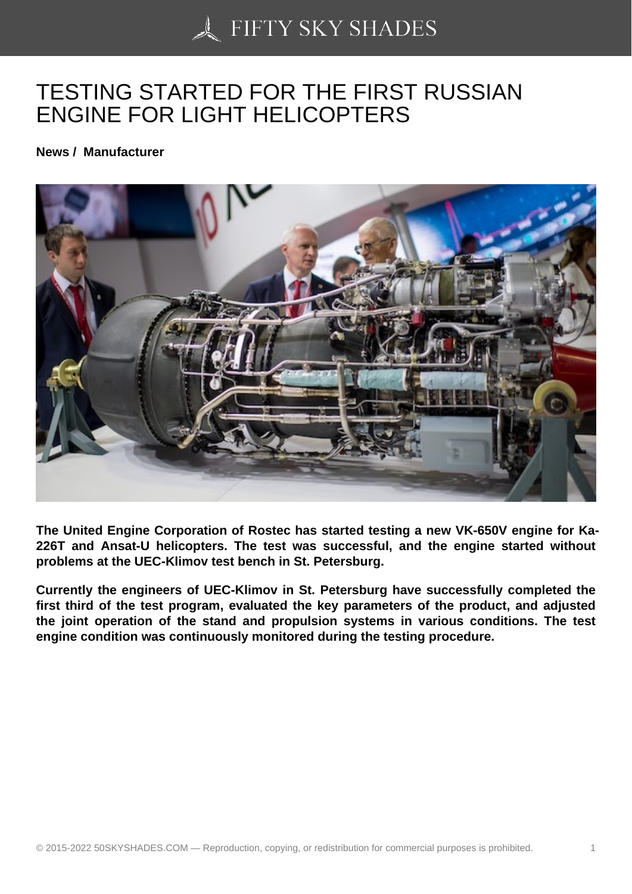# TESTING STARTED FOR THE FIRST RUSSIAN ENGINE FOR LIGHT HELICOPTERS

**News / Manufacturer**

**The United Engine Corporation of Rostec has started testing a new VK-650V engine for Ka-226T and Ansat-U helicopters. The test was successful, and the engine started without problems at the UEC-Klimov test bench in St. Petersburg.**

**Currently the engineers of UEC-Klimov in St. Petersburg have successfully completed the first third of the test program, evaluated the key parameters of the product, and adjusted the joint operation of the stand and propulsion systems in various conditions. The test engine condition was continuously monitored during the testing procedure.**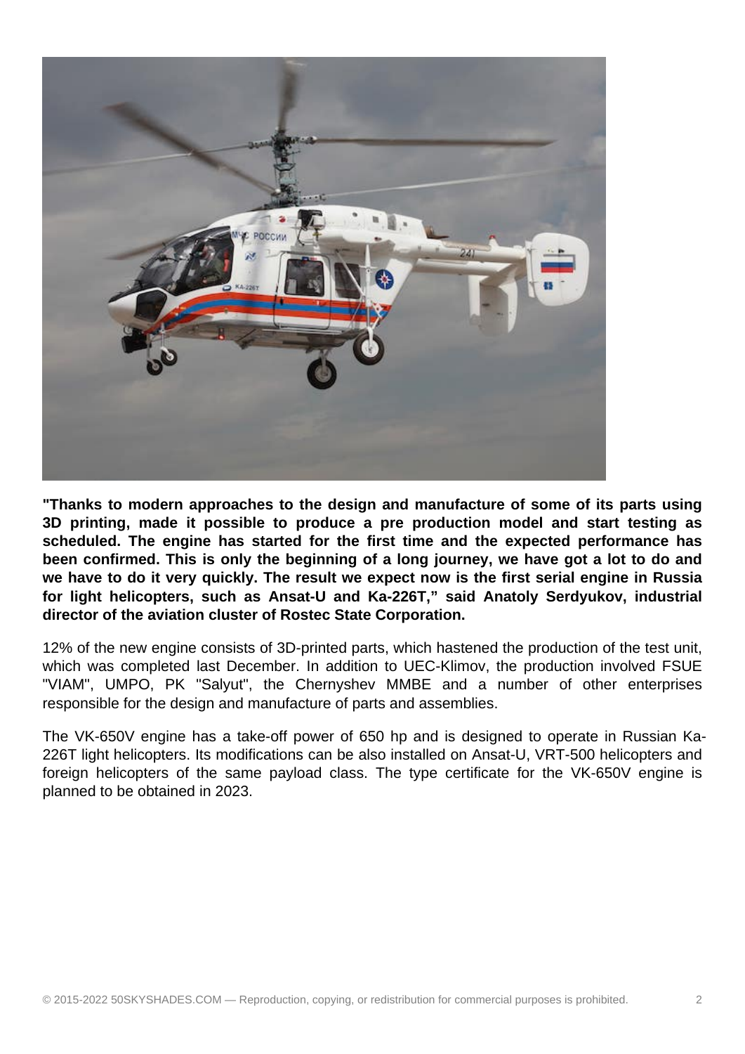**"Thanks to modern approaches to the design and manufacture of some of its parts using 3D printing, made it possible to produce a pre production model and start testing as scheduled. The engine has started for the first time and the expected performance has been confirmed. This is only the beginning of a long journey, we have got a lot to do and we have to do it very quickly. The result we expect now is the first serial engine in Russia for light helicopters, such as Ansat-U and Ka-226T," said Anatoly Serdyukov, industrial director of the aviation cluster of Rostec State Corporation.**

12% of the new engine consists of 3D-printed parts, which hastened the production of the test unit, which was completed last December. In addition to UEC-Klimov, the production involved FSUE "VIAM", UMPO, PK "Salyut", the Chernyshev MMBE and a number of other enterprises responsible for the design and manufacture of parts and assemblies.

The VK-650V engine has a take-off power of 650 hp and is designed to operate in Russian Ka-226T light helicopters. Its modifications can be also installed on Ansat-U, VRT-500 helicopters and foreign helicopters of the same payload class. The type certificate for the VK-650V engine is planned to be obtained in 2023.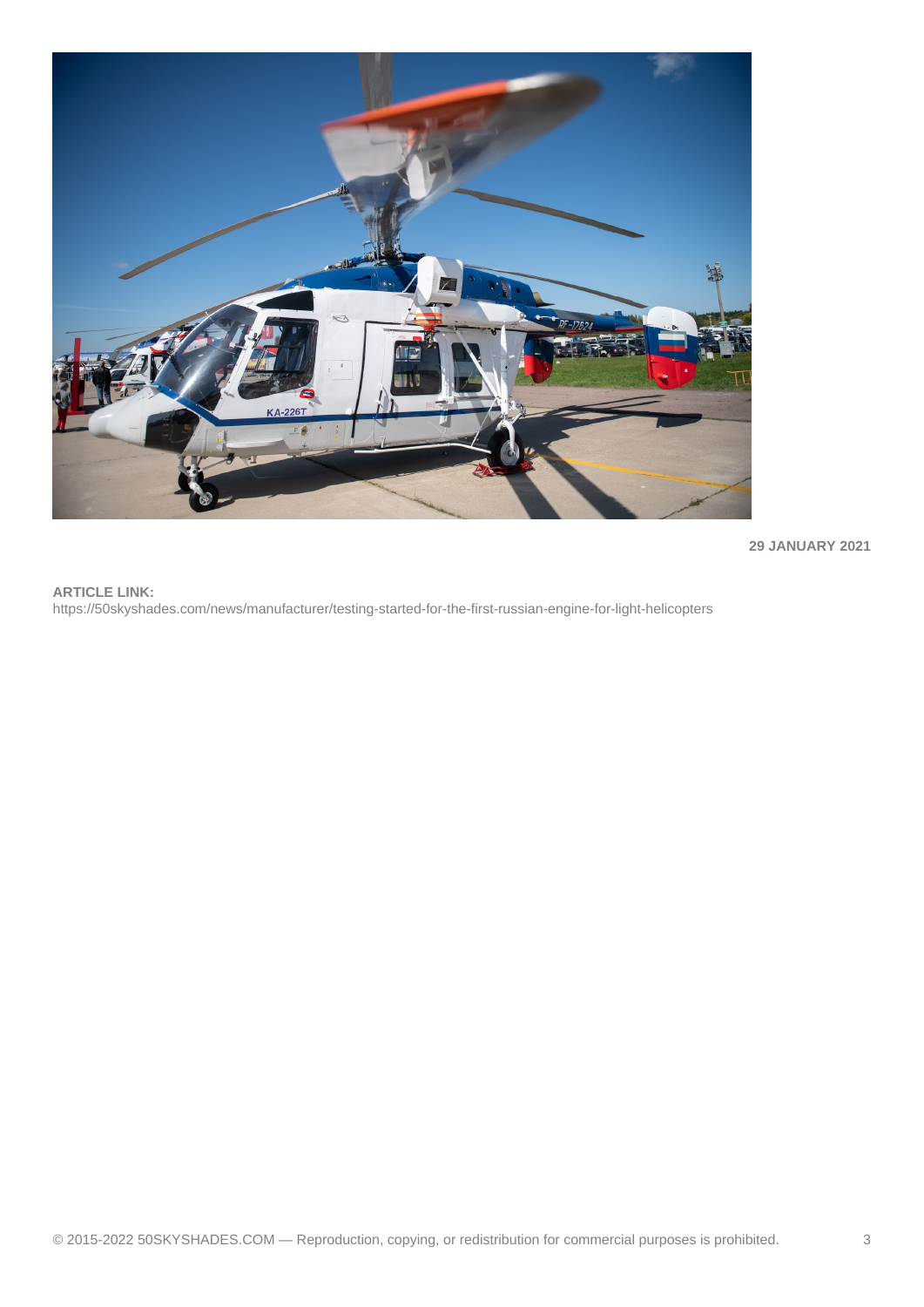**29 JANUARY 2021**

**ARTICLE LINK:**
https://50skyshades.com/news/manufacturer/testing-started-for-the-first-russian-engine-for-light-helicopters